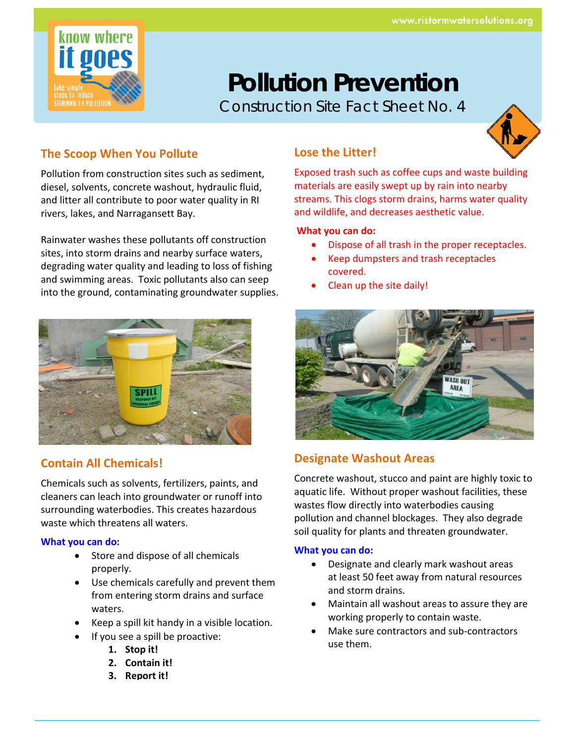# Pollution Prevention

Construction Site Fact Sheet No. 4

## The Scoop When You Pollute

Pollution from construction sites such as sediment, diesel, solvents, concrete washout, hydraulic fluid, and litter all contribute to poor water quality in RI rivers, lakes, and Narragansett Bay.

Rainwater washes these pollutants off construction sites, into storm drains and nearby surface waters, degrading water quality and leading to loss of fishing and swimming areas. Toxic pollutants also can seep into the ground, contaminating groundwater supplies.

## Contain All Chemicals!

Chemicals such as solvents, fertilizers, paints, and cleaners can leach into groundwater or runoff into surrounding waterbodies. This creates hazardous waste which threatens all waters.

**What you can do:**

- Store and dispose of all chemicals properly.
- Use chemicals carefully and prevent them from entering storm drains and surface waters.
- Keep a spill kit handy in a visible location.
- If you see a spill be proactive:
  1. **Stop it!**
  2. **Contain it!**
  3. **Report it!**

## Lose the Litter!

Exposed trash such as coffee cups and waste building materials are easily swept up by rain into nearby streams. This clogs storm drains, harms water quality and wildlife, and decreases aesthetic value.

**What you can do:**

- Dispose of all trash in the proper receptacles.
- Keep dumpsters and trash receptacles covered.
- Clean up the site daily!

## Designate Washout Areas

Concrete washout, stucco and paint are highly toxic to aquatic life. Without proper washout facilities, these wastes flow directly into waterbodies causing pollution and channel blockages. They also degrade soil quality for plants and threaten groundwater.

**What you can do:**

- Designate and clearly mark washout areas at least 50 feet away from natural resources and storm drains.
- Maintain all washout areas to assure they are working properly to contain waste.
- Make sure contractors and sub-contractors use them.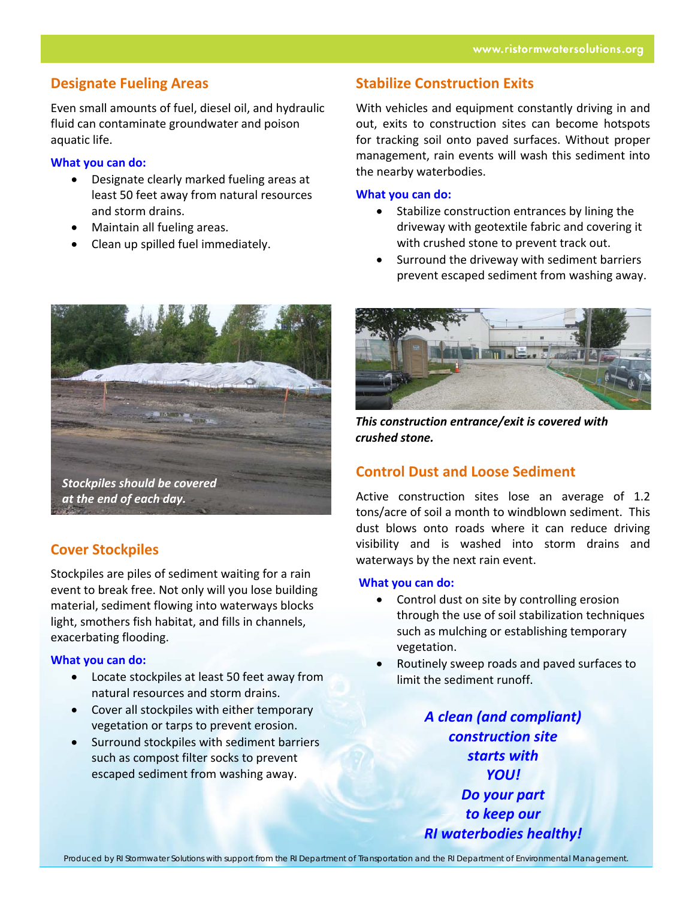## Designate Fueling Areas

Even small amounts of fuel, diesel oil, and hydraulic fluid can contaminate groundwater and poison aquatic life.

**What you can do:**

- Designate clearly marked fueling areas at least 50 feet away from natural resources and storm drains.
- Maintain all fueling areas.
- Clean up spilled fuel immediately.

***Stockpiles should be covered at the end of each day.***

## Cover Stockpiles

Stockpiles are piles of sediment waiting for a rain event to break free. Not only will you lose building material, sediment flowing into waterways blocks light, smothers fish habitat, and fills in channels, exacerbating flooding.

**What you can do:**

- Locate stockpiles at least 50 feet away from natural resources and storm drains.
- Cover all stockpiles with either temporary vegetation or tarps to prevent erosion.
- Surround stockpiles with sediment barriers such as compost filter socks to prevent escaped sediment from washing away.

## Stabilize Construction Exits

With vehicles and equipment constantly driving in and out, exits to construction sites can become hotspots for tracking soil onto paved surfaces. Without proper management, rain events will wash this sediment into the nearby waterbodies.

**What you can do:**

- Stabilize construction entrances by lining the driveway with geotextile fabric and covering it with crushed stone to prevent track out.
- Surround the driveway with sediment barriers prevent escaped sediment from washing away.

***This construction entrance/exit is covered with crushed stone.***

## Control Dust and Loose Sediment

Active construction sites lose an average of 1.2 tons/acre of soil a month to windblown sediment. This dust blows onto roads where it can reduce driving visibility and is washed into storm drains and waterways by the next rain event.

**What you can do:**

- Control dust on site by controlling erosion through the use of soil stabilization techniques such as mulching or establishing temporary vegetation.
- Routinely sweep roads and paved surfaces to limit the sediment runoff.

***A clean (and compliant) construction site starts with YOU! Do your part to keep our RI waterbodies healthy!***

Produced by RI Stormwater Solutions with support from the RI Department of Transportation and the RI Department of Environmental Management.